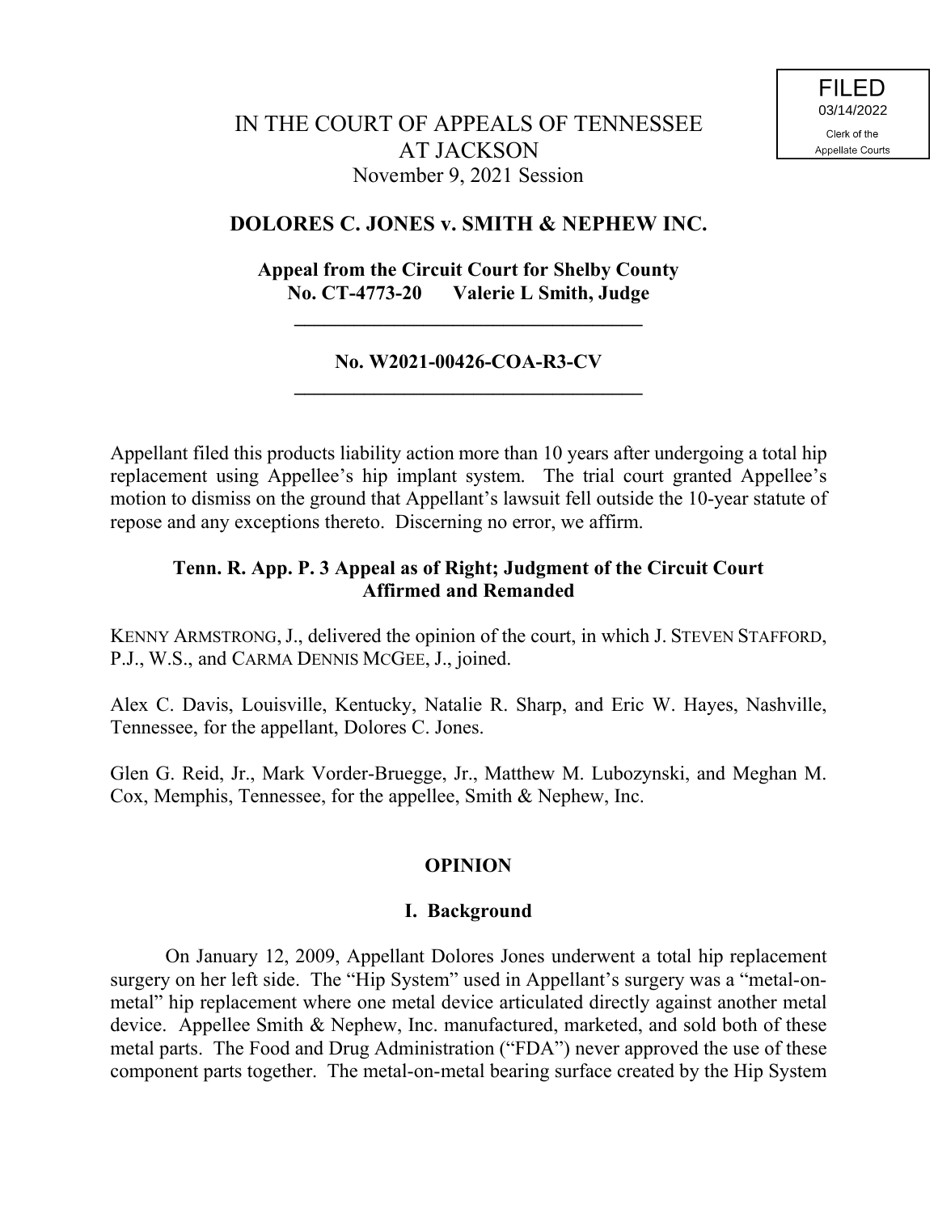FILED
03/14/2022
Clerk of the
Appellate Courts

IN THE COURT OF APPEALS OF TENNESSEE
AT JACKSON
November 9, 2021 Session

**DOLORES C. JONES v. SMITH & NEPHEW INC.**

**Appeal from the Circuit Court for Shelby County**
**No. CT-4773-20 Valerie L Smith, Judge**

---

**No. W2021-00426-COA-R3-CV**

---

Appellant filed this products liability action more than 10 years after undergoing a total hip replacement using Appellee's hip implant system. The trial court granted Appellee's motion to dismiss on the ground that Appellant's lawsuit fell outside the 10-year statute of repose and any exceptions thereto. Discerning no error, we affirm.

**Tenn. R. App. P. 3 Appeal as of Right; Judgment of the Circuit Court Affirmed and Remanded**

KENNY ARMSTRONG, J., delivered the opinion of the court, in which J. STEVEN STAFFORD, P.J., W.S., and CARMA DENNIS MCGEE, J., joined.

Alex C. Davis, Louisville, Kentucky, Natalie R. Sharp, and Eric W. Hayes, Nashville, Tennessee, for the appellant, Dolores C. Jones.

Glen G. Reid, Jr., Mark Vorder-Bruegge, Jr., Matthew M. Lubozynski, and Meghan M. Cox, Memphis, Tennessee, for the appellee, Smith & Nephew, Inc.

## OPINION

### I. Background

On January 12, 2009, Appellant Dolores Jones underwent a total hip replacement surgery on her left side. The "Hip System" used in Appellant's surgery was a "metal-on-metal" hip replacement where one metal device articulated directly against another metal device. Appellee Smith & Nephew, Inc. manufactured, marketed, and sold both of these metal parts. The Food and Drug Administration ("FDA") never approved the use of these component parts together. The metal-on-metal bearing surface created by the Hip System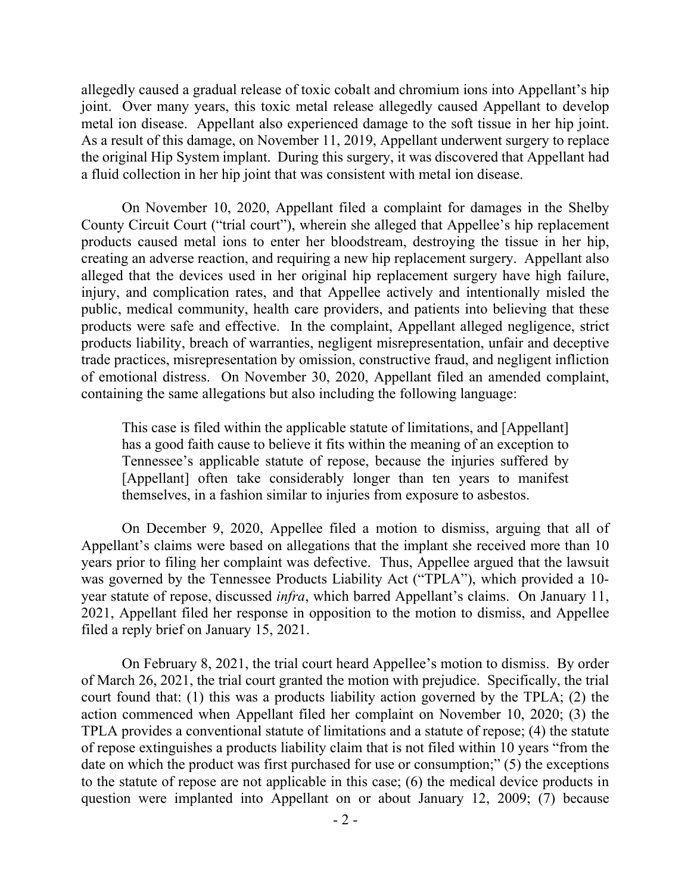allegedly caused a gradual release of toxic cobalt and chromium ions into Appellant's hip joint. Over many years, this toxic metal release allegedly caused Appellant to develop metal ion disease. Appellant also experienced damage to the soft tissue in her hip joint. As a result of this damage, on November 11, 2019, Appellant underwent surgery to replace the original Hip System implant. During this surgery, it was discovered that Appellant had a fluid collection in her hip joint that was consistent with metal ion disease.

On November 10, 2020, Appellant filed a complaint for damages in the Shelby County Circuit Court ("trial court"), wherein she alleged that Appellee's hip replacement products caused metal ions to enter her bloodstream, destroying the tissue in her hip, creating an adverse reaction, and requiring a new hip replacement surgery. Appellant also alleged that the devices used in her original hip replacement surgery have high failure, injury, and complication rates, and that Appellee actively and intentionally misled the public, medical community, health care providers, and patients into believing that these products were safe and effective. In the complaint, Appellant alleged negligence, strict products liability, breach of warranties, negligent misrepresentation, unfair and deceptive trade practices, misrepresentation by omission, constructive fraud, and negligent infliction of emotional distress. On November 30, 2020, Appellant filed an amended complaint, containing the same allegations but also including the following language:

> This case is filed within the applicable statute of limitations, and [Appellant] has a good faith cause to believe it fits within the meaning of an exception to Tennessee's applicable statute of repose, because the injuries suffered by [Appellant] often take considerably longer than ten years to manifest themselves, in a fashion similar to injuries from exposure to asbestos.

On December 9, 2020, Appellee filed a motion to dismiss, arguing that all of Appellant's claims were based on allegations that the implant she received more than 10 years prior to filing her complaint was defective. Thus, Appellee argued that the lawsuit was governed by the Tennessee Products Liability Act ("TPLA"), which provided a 10-year statute of repose, discussed *infra*, which barred Appellant's claims. On January 11, 2021, Appellant filed her response in opposition to the motion to dismiss, and Appellee filed a reply brief on January 15, 2021.

On February 8, 2021, the trial court heard Appellee's motion to dismiss. By order of March 26, 2021, the trial court granted the motion with prejudice. Specifically, the trial court found that: (1) this was a products liability action governed by the TPLA; (2) the action commenced when Appellant filed her complaint on November 10, 2020; (3) the TPLA provides a conventional statute of limitations and a statute of repose; (4) the statute of repose extinguishes a products liability claim that is not filed within 10 years "from the date on which the product was first purchased for use or consumption;" (5) the exceptions to the statute of repose are not applicable in this case; (6) the medical device products in question were implanted into Appellant on or about January 12, 2009; (7) because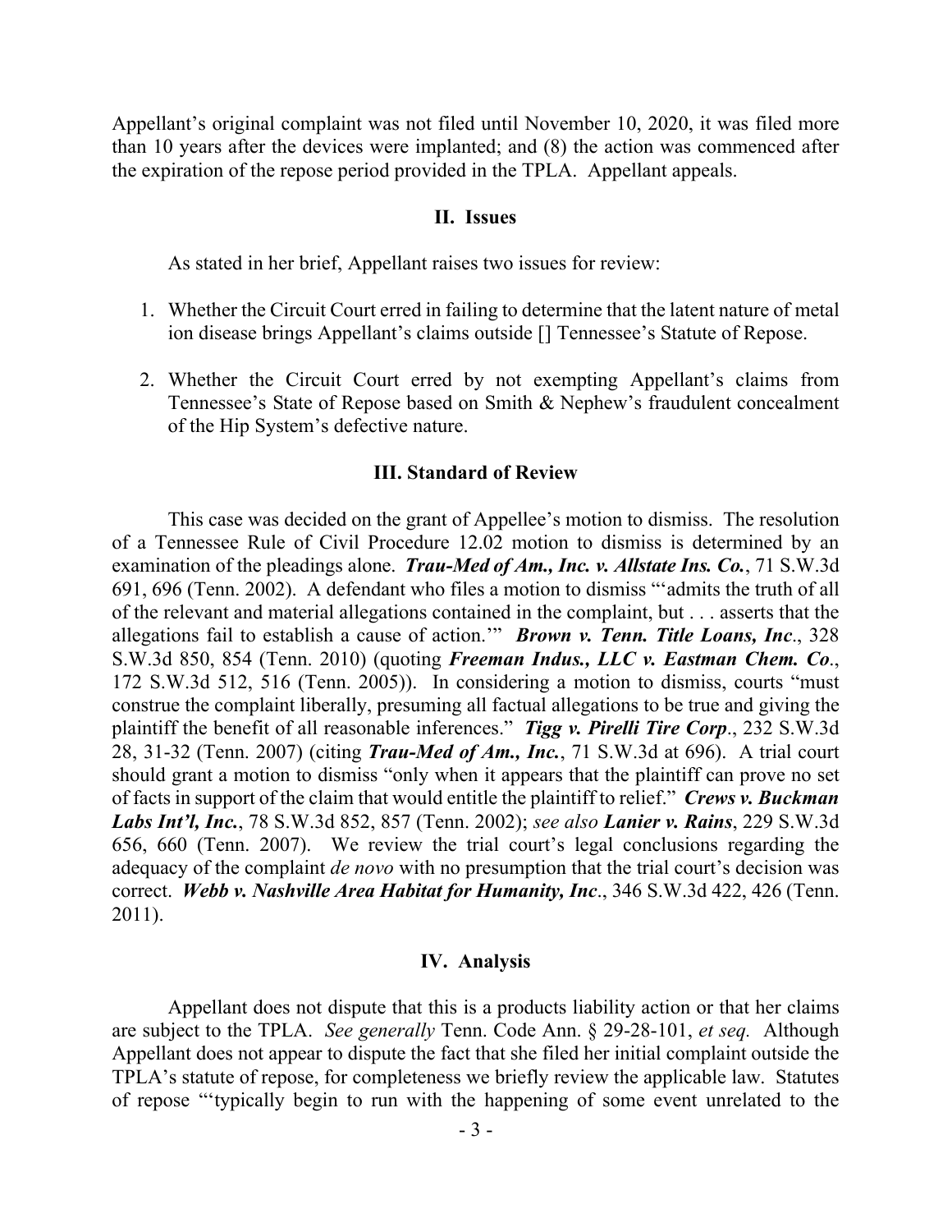Appellant's original complaint was not filed until November 10, 2020, it was filed more than 10 years after the devices were implanted; and (8) the action was commenced after the expiration of the repose period provided in the TPLA. Appellant appeals.

## II. Issues

As stated in her brief, Appellant raises two issues for review:

1. Whether the Circuit Court erred in failing to determine that the latent nature of metal ion disease brings Appellant's claims outside [] Tennessee's Statute of Repose.

2. Whether the Circuit Court erred by not exempting Appellant's claims from Tennessee's State of Repose based on Smith & Nephew's fraudulent concealment of the Hip System's defective nature.

## III. Standard of Review

This case was decided on the grant of Appellee's motion to dismiss. The resolution of a Tennessee Rule of Civil Procedure 12.02 motion to dismiss is determined by an examination of the pleadings alone. ***Trau-Med of Am., Inc. v. Allstate Ins. Co.***, 71 S.W.3d 691, 696 (Tenn. 2002). A defendant who files a motion to dismiss "'admits the truth of all of the relevant and material allegations contained in the complaint, but . . . asserts that the allegations fail to establish a cause of action.'" ***Brown v. Tenn. Title Loans, Inc***., 328 S.W.3d 850, 854 (Tenn. 2010) (quoting ***Freeman Indus., LLC v. Eastman Chem. Co***., 172 S.W.3d 512, 516 (Tenn. 2005)). In considering a motion to dismiss, courts "must construe the complaint liberally, presuming all factual allegations to be true and giving the plaintiff the benefit of all reasonable inferences." ***Tigg v. Pirelli Tire Corp***., 232 S.W.3d 28, 31-32 (Tenn. 2007) (citing ***Trau-Med of Am., Inc.***, 71 S.W.3d at 696). A trial court should grant a motion to dismiss "only when it appears that the plaintiff can prove no set of facts in support of the claim that would entitle the plaintiff to relief." ***Crews v. Buckman Labs Int'l, Inc.***, 78 S.W.3d 852, 857 (Tenn. 2002); *see also* ***Lanier v. Rains***, 229 S.W.3d 656, 660 (Tenn. 2007). We review the trial court's legal conclusions regarding the adequacy of the complaint *de novo* with no presumption that the trial court's decision was correct. ***Webb v. Nashville Area Habitat for Humanity, Inc***., 346 S.W.3d 422, 426 (Tenn. 2011).

## IV. Analysis

Appellant does not dispute that this is a products liability action or that her claims are subject to the TPLA. *See generally* Tenn. Code Ann. § 29-28-101, *et seq.* Although Appellant does not appear to dispute the fact that she filed her initial complaint outside the TPLA's statute of repose, for completeness we briefly review the applicable law. Statutes of repose "'typically begin to run with the happening of some event unrelated to the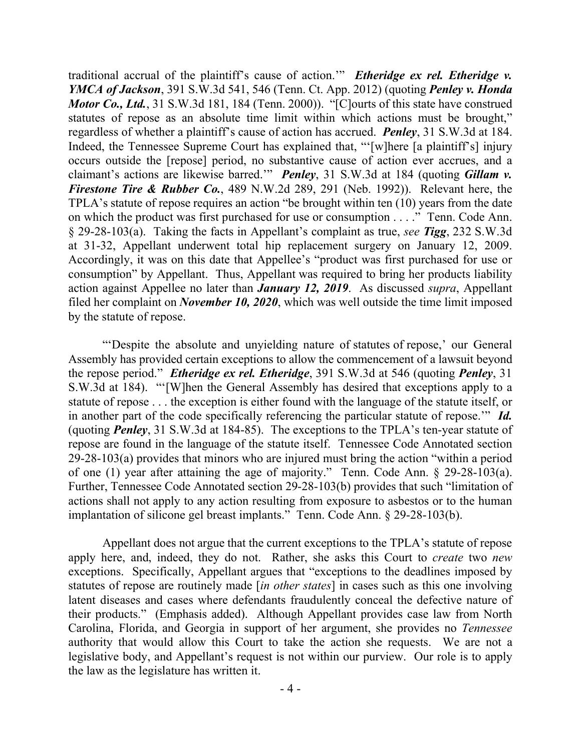traditional accrual of the plaintiff's cause of action.'" ***Etheridge ex rel. Etheridge v. YMCA of Jackson***, 391 S.W.3d 541, 546 (Tenn. Ct. App. 2012) (quoting ***Penley v. Honda Motor Co., Ltd.***, 31 S.W.3d 181, 184 (Tenn. 2000)). "[C]ourts of this state have construed statutes of repose as an absolute time limit within which actions must be brought," regardless of whether a plaintiff's cause of action has accrued. ***Penley***, 31 S.W.3d at 184. Indeed, the Tennessee Supreme Court has explained that, "'[w]here [a plaintiff's] injury occurs outside the [repose] period, no substantive cause of action ever accrues, and a claimant's actions are likewise barred.'" ***Penley***, 31 S.W.3d at 184 (quoting ***Gillam v. Firestone Tire & Rubber Co.***, 489 N.W.2d 289, 291 (Neb. 1992)). Relevant here, the TPLA's statute of repose requires an action "be brought within ten (10) years from the date on which the product was first purchased for use or consumption . . . ." Tenn. Code Ann. § 29-28-103(a). Taking the facts in Appellant's complaint as true, *see* ***Tigg***, 232 S.W.3d at 31-32, Appellant underwent total hip replacement surgery on January 12, 2009. Accordingly, it was on this date that Appellee's "product was first purchased for use or consumption" by Appellant. Thus, Appellant was required to bring her products liability action against Appellee no later than ***January 12, 2019***. As discussed *supra*, Appellant filed her complaint on ***November 10, 2020***, which was well outside the time limit imposed by the statute of repose.

"'Despite the absolute and unyielding nature of statutes of repose,' our General Assembly has provided certain exceptions to allow the commencement of a lawsuit beyond the repose period." ***Etheridge ex rel. Etheridge***, 391 S.W.3d at 546 (quoting ***Penley***, 31 S.W.3d at 184). "'[W]hen the General Assembly has desired that exceptions apply to a statute of repose . . . the exception is either found with the language of the statute itself, or in another part of the code specifically referencing the particular statute of repose.'" ***Id.*** (quoting ***Penley***, 31 S.W.3d at 184-85). The exceptions to the TPLA's ten-year statute of repose are found in the language of the statute itself. Tennessee Code Annotated section 29-28-103(a) provides that minors who are injured must bring the action "within a period of one (1) year after attaining the age of majority." Tenn. Code Ann. § 29-28-103(a). Further, Tennessee Code Annotated section 29-28-103(b) provides that such "limitation of actions shall not apply to any action resulting from exposure to asbestos or to the human implantation of silicone gel breast implants." Tenn. Code Ann. § 29-28-103(b).

Appellant does not argue that the current exceptions to the TPLA's statute of repose apply here, and, indeed, they do not. Rather, she asks this Court to *create* two *new* exceptions. Specifically, Appellant argues that "exceptions to the deadlines imposed by statutes of repose are routinely made [*in other states*] in cases such as this one involving latent diseases and cases where defendants fraudulently conceal the defective nature of their products." (Emphasis added). Although Appellant provides case law from North Carolina, Florida, and Georgia in support of her argument, she provides no *Tennessee* authority that would allow this Court to take the action she requests. We are not a legislative body, and Appellant's request is not within our purview. Our role is to apply the law as the legislature has written it.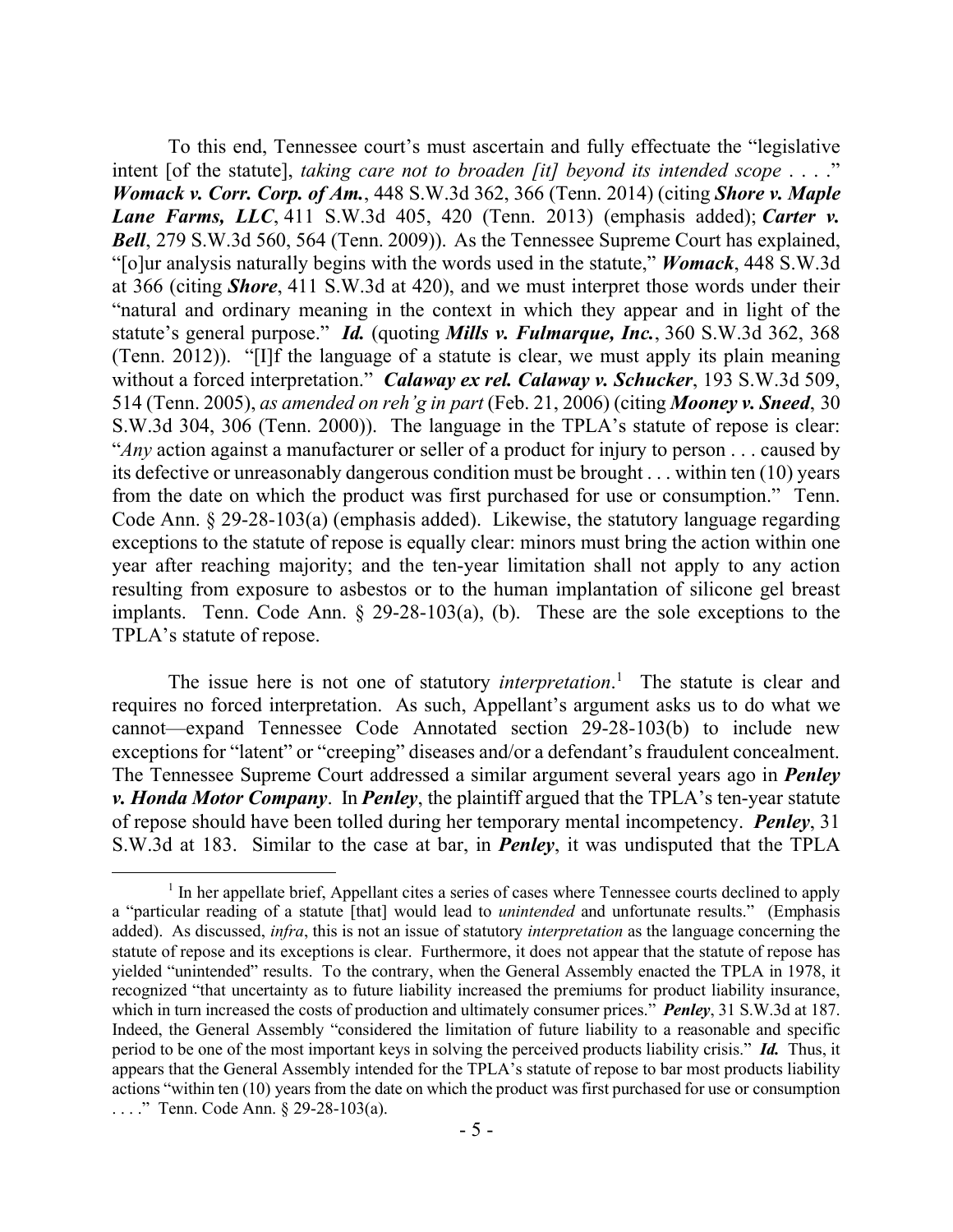To this end, Tennessee court's must ascertain and fully effectuate the "legislative intent [of the statute], *taking care not to broaden [it] beyond its intended scope* . . . ." ***Womack v. Corr. Corp. of Am.***, 448 S.W.3d 362, 366 (Tenn. 2014) (citing ***Shore v. Maple Lane Farms, LLC***, 411 S.W.3d 405, 420 (Tenn. 2013) (emphasis added); ***Carter v. Bell***, 279 S.W.3d 560, 564 (Tenn. 2009)). As the Tennessee Supreme Court has explained, "[o]ur analysis naturally begins with the words used in the statute," ***Womack***, 448 S.W.3d at 366 (citing ***Shore***, 411 S.W.3d at 420), and we must interpret those words under their "natural and ordinary meaning in the context in which they appear and in light of the statute's general purpose." ***Id.*** (quoting ***Mills v. Fulmarque, Inc.***, 360 S.W.3d 362, 368 (Tenn. 2012)). "[I]f the language of a statute is clear, we must apply its plain meaning without a forced interpretation." ***Calaway ex rel. Calaway v. Schucker***, 193 S.W.3d 509, 514 (Tenn. 2005), *as amended on reh'g in part* (Feb. 21, 2006) (citing ***Mooney v. Sneed***, 30 S.W.3d 304, 306 (Tenn. 2000)). The language in the TPLA's statute of repose is clear: "*Any* action against a manufacturer or seller of a product for injury to person . . . caused by its defective or unreasonably dangerous condition must be brought . . . within ten (10) years from the date on which the product was first purchased for use or consumption." Tenn. Code Ann. § 29-28-103(a) (emphasis added). Likewise, the statutory language regarding exceptions to the statute of repose is equally clear: minors must bring the action within one year after reaching majority; and the ten-year limitation shall not apply to any action resulting from exposure to asbestos or to the human implantation of silicone gel breast implants. Tenn. Code Ann. § 29-28-103(a), (b). These are the sole exceptions to the TPLA's statute of repose.

The issue here is not one of statutory *interpretation*.[1] The statute is clear and requires no forced interpretation. As such, Appellant's argument asks us to do what we cannot—expand Tennessee Code Annotated section 29-28-103(b) to include new exceptions for "latent" or "creeping" diseases and/or a defendant's fraudulent concealment. The Tennessee Supreme Court addressed a similar argument several years ago in ***Penley v. Honda Motor Company***. In ***Penley***, the plaintiff argued that the TPLA's ten-year statute of repose should have been tolled during her temporary mental incompetency. ***Penley***, 31 S.W.3d at 183. Similar to the case at bar, in ***Penley***, it was undisputed that the TPLA

---

[1] In her appellate brief, Appellant cites a series of cases where Tennessee courts declined to apply a "particular reading of a statute [that] would lead to *unintended* and unfortunate results." (Emphasis added). As discussed, *infra*, this is not an issue of statutory *interpretation* as the language concerning the statute of repose and its exceptions is clear. Furthermore, it does not appear that the statute of repose has yielded "unintended" results. To the contrary, when the General Assembly enacted the TPLA in 1978, it recognized "that uncertainty as to future liability increased the premiums for product liability insurance, which in turn increased the costs of production and ultimately consumer prices." ***Penley***, 31 S.W.3d at 187. Indeed, the General Assembly "considered the limitation of future liability to a reasonable and specific period to be one of the most important keys in solving the perceived products liability crisis." ***Id.*** Thus, it appears that the General Assembly intended for the TPLA's statute of repose to bar most products liability actions "within ten (10) years from the date on which the product was first purchased for use or consumption . . . ." Tenn. Code Ann. § 29-28-103(a).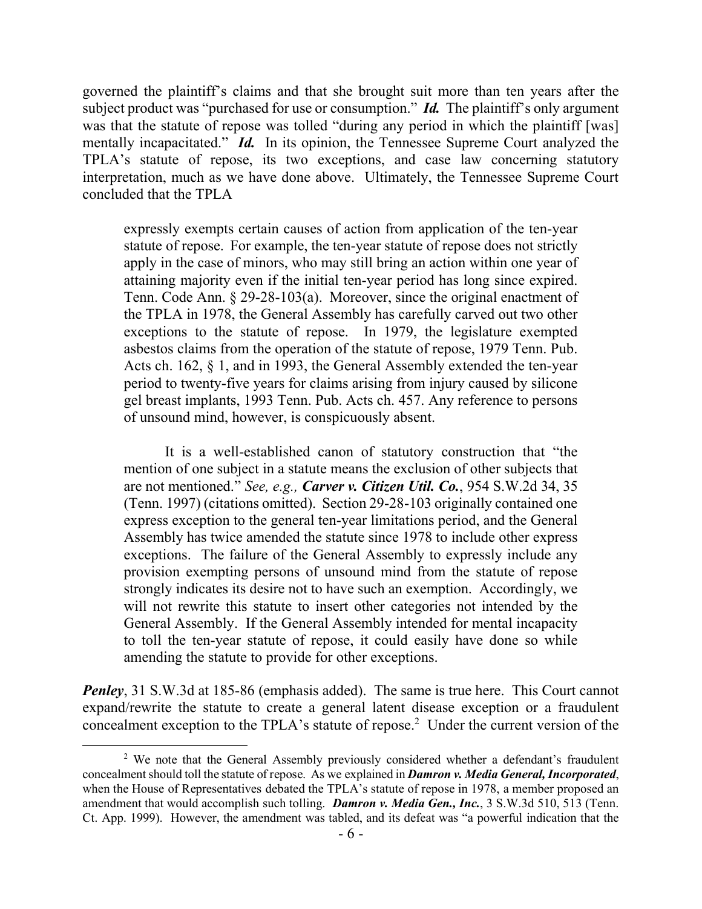governed the plaintiff's claims and that she brought suit more than ten years after the subject product was "purchased for use or consumption." ***Id.*** The plaintiff's only argument was that the statute of repose was tolled "during any period in which the plaintiff [was] mentally incapacitated." ***Id.*** In its opinion, the Tennessee Supreme Court analyzed the TPLA's statute of repose, its two exceptions, and case law concerning statutory interpretation, much as we have done above. Ultimately, the Tennessee Supreme Court concluded that the TPLA

> expressly exempts certain causes of action from application of the ten-year statute of repose. For example, the ten-year statute of repose does not strictly apply in the case of minors, who may still bring an action within one year of attaining majority even if the initial ten-year period has long since expired. Tenn. Code Ann. § 29-28-103(a). Moreover, since the original enactment of the TPLA in 1978, the General Assembly has carefully carved out two other exceptions to the statute of repose. In 1979, the legislature exempted asbestos claims from the operation of the statute of repose, 1979 Tenn. Pub. Acts ch. 162, § 1, and in 1993, the General Assembly extended the ten-year period to twenty-five years for claims arising from injury caused by silicone gel breast implants, 1993 Tenn. Pub. Acts ch. 457. Any reference to persons of unsound mind, however, is conspicuously absent.
>
> It is a well-established canon of statutory construction that "the mention of one subject in a statute means the exclusion of other subjects that are not mentioned." *See, e.g.,* ***Carver v. Citizen Util. Co.***, 954 S.W.2d 34, 35 (Tenn. 1997) (citations omitted). Section 29-28-103 originally contained one express exception to the general ten-year limitations period, and the General Assembly has twice amended the statute since 1978 to include other express exceptions. The failure of the General Assembly to expressly include any provision exempting persons of unsound mind from the statute of repose strongly indicates its desire not to have such an exemption. Accordingly, we will not rewrite this statute to insert other categories not intended by the General Assembly. If the General Assembly intended for mental incapacity to toll the ten-year statute of repose, it could easily have done so while amending the statute to provide for other exceptions.

***Penley***, 31 S.W.3d at 185-86 (emphasis added). The same is true here. This Court cannot expand/rewrite the statute to create a general latent disease exception or a fraudulent concealment exception to the TPLA's statute of repose.[2] Under the current version of the

[2] We note that the General Assembly previously considered whether a defendant's fraudulent concealment should toll the statute of repose. As we explained in ***Damron v. Media General, Incorporated***, when the House of Representatives debated the TPLA's statute of repose in 1978, a member proposed an amendment that would accomplish such tolling. ***Damron v. Media Gen., Inc.***, 3 S.W.3d 510, 513 (Tenn. Ct. App. 1999). However, the amendment was tabled, and its defeat was "a powerful indication that the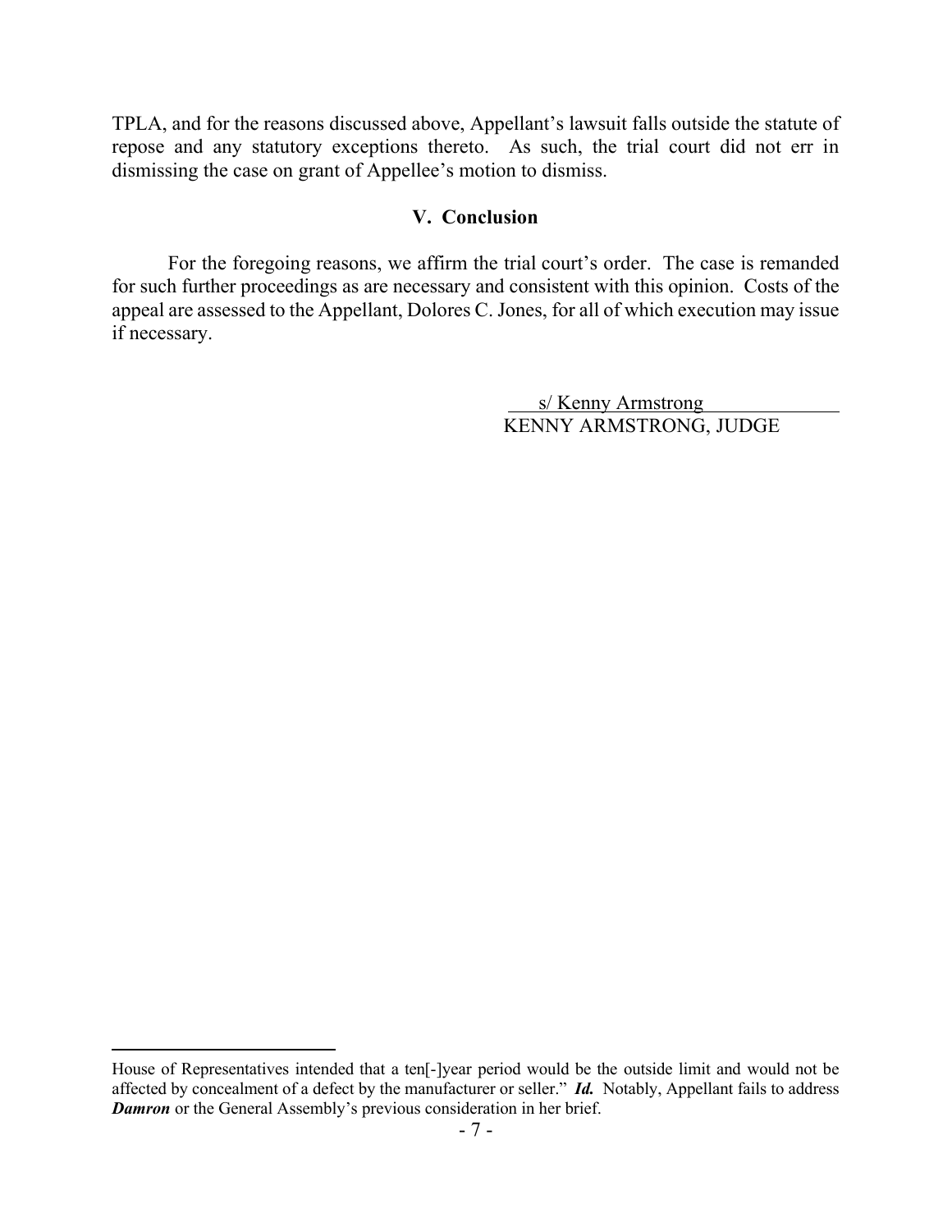TPLA, and for the reasons discussed above, Appellant's lawsuit falls outside the statute of repose and any statutory exceptions thereto. As such, the trial court did not err in dismissing the case on grant of Appellee's motion to dismiss.

## V. Conclusion

For the foregoing reasons, we affirm the trial court's order. The case is remanded for such further proceedings as are necessary and consistent with this opinion. Costs of the appeal are assessed to the Appellant, Dolores C. Jones, for all of which execution may issue if necessary.

s/ Kenny Armstrong
KENNY ARMSTRONG, JUDGE

---

House of Representatives intended that a ten[-]year period would be the outside limit and would not be affected by concealment of a defect by the manufacturer or seller." ***Id.*** Notably, Appellant fails to address ***Damron*** or the General Assembly's previous consideration in her brief.